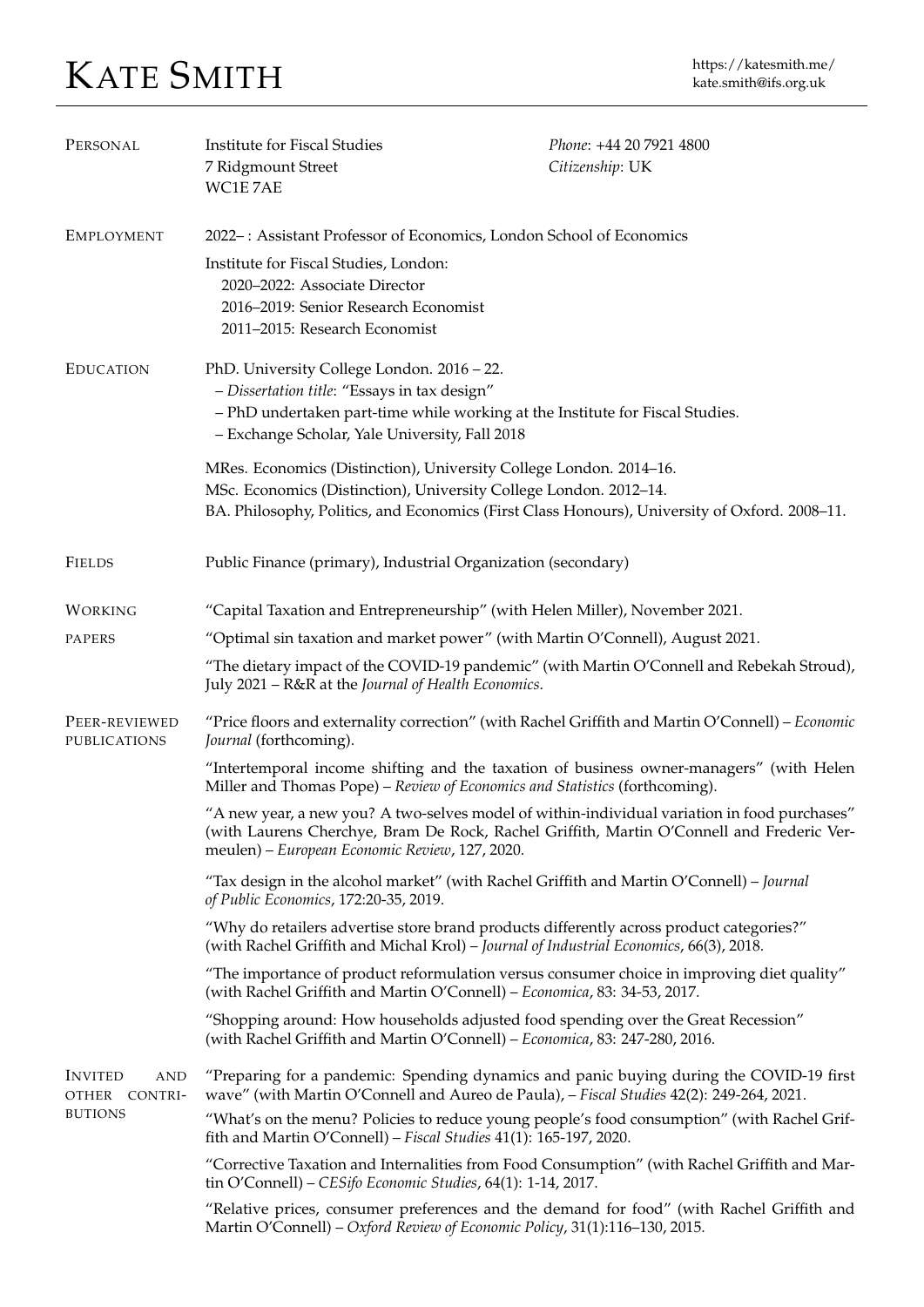# Kate Smith

https://katesmith.me/
kate.smith@ifs.org.uk

## Personal

Institute for Fiscal Studies
7 Ridgmount Street
WC1E 7AE

*Phone*: +44 20 7921 4800
*Citizenship*: UK

## Employment

2022– : Assistant Professor of Economics, London School of Economics

Institute for Fiscal Studies, London:
- 2020–2022: Associate Director
- 2016–2019: Senior Research Economist
- 2011–2015: Research Economist

## Education

PhD. University College London. 2016 – 22.
- *Dissertation title*: "Essays in tax design"
- PhD undertaken part-time while working at the Institute for Fiscal Studies.
- Exchange Scholar, Yale University, Fall 2018

MRes. Economics (Distinction), University College London. 2014–16.
MSc. Economics (Distinction), University College London. 2012–14.
BA. Philosophy, Politics, and Economics (First Class Honours), University of Oxford. 2008–11.

## Fields

Public Finance (primary), Industrial Organization (secondary)

## Working Papers

"Capital Taxation and Entrepreneurship" (with Helen Miller), November 2021.

"Optimal sin taxation and market power" (with Martin O'Connell), August 2021.

"The dietary impact of the COVID-19 pandemic" (with Martin O'Connell and Rebekah Stroud), July 2021 – R&R at the *Journal of Health Economics*.

## Peer-Reviewed Publications

"Price floors and externality correction" (with Rachel Griffith and Martin O'Connell) – *Economic Journal* (forthcoming).

"Intertemporal income shifting and the taxation of business owner-managers" (with Helen Miller and Thomas Pope) – *Review of Economics and Statistics* (forthcoming).

"A new year, a new you? A two-selves model of within-individual variation in food purchases" (with Laurens Cherchye, Bram De Rock, Rachel Griffith, Martin O'Connell and Frederic Vermeulen) – *European Economic Review*, 127, 2020.

"Tax design in the alcohol market" (with Rachel Griffith and Martin O'Connell) – *Journal of Public Economics*, 172:20-35, 2019.

"Why do retailers advertise store brand products differently across product categories?" (with Rachel Griffith and Michal Krol) – *Journal of Industrial Economics*, 66(3), 2018.

"The importance of product reformulation versus consumer choice in improving diet quality" (with Rachel Griffith and Martin O'Connell) – *Economica*, 83: 34-53, 2017.

"Shopping around: How households adjusted food spending over the Great Recession" (with Rachel Griffith and Martin O'Connell) – *Economica*, 83: 247-280, 2016.

## Invited and Other Contributions

"Preparing for a pandemic: Spending dynamics and panic buying during the COVID-19 first wave" (with Martin O'Connell and Aureo de Paula), – *Fiscal Studies* 42(2): 249-264, 2021.

"What's on the menu? Policies to reduce young people's food consumption" (with Rachel Griffith and Martin O'Connell) – *Fiscal Studies* 41(1): 165-197, 2020.

"Corrective Taxation and Internalities from Food Consumption" (with Rachel Griffith and Martin O'Connell) – *CESifo Economic Studies*, 64(1): 1-14, 2017.

"Relative prices, consumer preferences and the demand for food" (with Rachel Griffith and Martin O'Connell) – *Oxford Review of Economic Policy*, 31(1):116–130, 2015.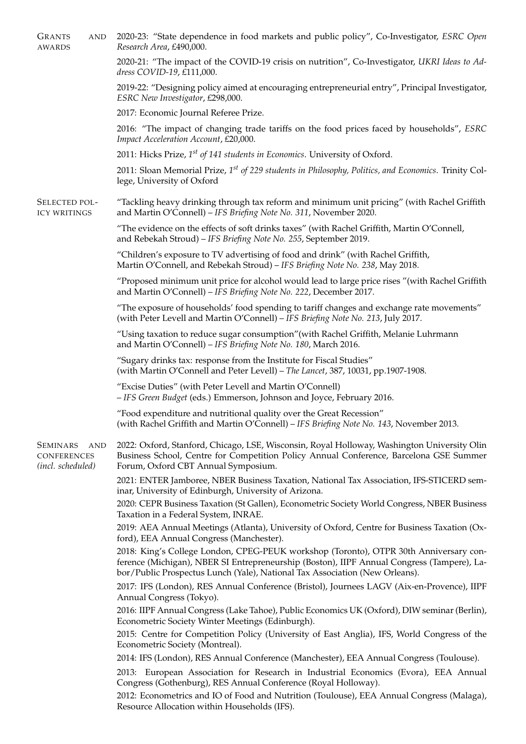## Grants and Awards

2020-23: "State dependence in food markets and public policy", Co-Investigator, *ESRC Open Research Area*, £490,000.

2020-21: "The impact of the COVID-19 crisis on nutrition", Co-Investigator, *UKRI Ideas to Address COVID-19*, £111,000.

2019-22: "Designing policy aimed at encouraging entrepreneurial entry", Principal Investigator, *ESRC New Investigator*, £298,000.

2017: Economic Journal Referee Prize.

2016: "The impact of changing trade tariffs on the food prices faced by households", *ESRC Impact Acceleration Account*, £20,000.

2011: Hicks Prize, *1st of 141 students in Economics*. University of Oxford.

2011: Sloan Memorial Prize, *1st of 229 students in Philosophy, Politics, and Economics*. Trinity College, University of Oxford

## Selected Policy Writings

"Tackling heavy drinking through tax reform and minimum unit pricing" (with Rachel Griffith and Martin O'Connell) – *IFS Briefing Note No. 311*, November 2020.

"The evidence on the effects of soft drinks taxes" (with Rachel Griffith, Martin O'Connell, and Rebekah Stroud) – *IFS Briefing Note No. 255*, September 2019.

"Children's exposure to TV advertising of food and drink" (with Rachel Griffith, Martin O'Connell, and Rebekah Stroud) – *IFS Briefing Note No. 238*, May 2018.

"Proposed minimum unit price for alcohol would lead to large price rises "(with Rachel Griffith and Martin O'Connell) – *IFS Briefing Note No. 222*, December 2017.

"The exposure of households' food spending to tariff changes and exchange rate movements" (with Peter Levell and Martin O'Connell) – *IFS Briefing Note No. 213*, July 2017.

"Using taxation to reduce sugar consumption"(with Rachel Griffith, Melanie Luhrmann and Martin O'Connell) – *IFS Briefing Note No. 180*, March 2016.

"Sugary drinks tax: response from the Institute for Fiscal Studies" (with Martin O'Connell and Peter Levell) – *The Lancet*, 387, 10031, pp.1907-1908.

"Excise Duties" (with Peter Levell and Martin O'Connell) – *IFS Green Budget* (eds.) Emmerson, Johnson and Joyce, February 2016.

"Food expenditure and nutritional quality over the Great Recession" (with Rachel Griffith and Martin O'Connell) – *IFS Briefing Note No. 143*, November 2013.

## Seminars and Conferences *(incl. scheduled)*

2022: Oxford, Stanford, Chicago, LSE, Wisconsin, Royal Holloway, Washington University Olin Business School, Centre for Competition Policy Annual Conference, Barcelona GSE Summer Forum, Oxford CBT Annual Symposium.

2021: ENTER Jamboree, NBER Business Taxation, National Tax Association, IFS-STICERD seminar, University of Edinburgh, University of Arizona.

2020: CEPR Business Taxation (St Gallen), Econometric Society World Congress, NBER Business Taxation in a Federal System, INRAE.

2019: AEA Annual Meetings (Atlanta), University of Oxford, Centre for Business Taxation (Oxford), EEA Annual Congress (Manchester).

2018: King's College London, CPEG-PEUK workshop (Toronto), OTPR 30th Anniversary conference (Michigan), NBER SI Entrepreneurship (Boston), IIPF Annual Congress (Tampere), Labor/Public Prospectus Lunch (Yale), National Tax Association (New Orleans).

2017: IFS (London), RES Annual Conference (Bristol), Journees LAGV (Aix-en-Provence), IIPF Annual Congress (Tokyo).

2016: IIPF Annual Congress (Lake Tahoe), Public Economics UK (Oxford), DIW seminar (Berlin), Econometric Society Winter Meetings (Edinburgh).

2015: Centre for Competition Policy (University of East Anglia), IFS, World Congress of the Econometric Society (Montreal).

2014: IFS (London), RES Annual Conference (Manchester), EEA Annual Congress (Toulouse).

2013: European Association for Research in Industrial Economics (Evora), EEA Annual Congress (Gothenburg), RES Annual Conference (Royal Holloway).

2012: Econometrics and IO of Food and Nutrition (Toulouse), EEA Annual Congress (Malaga), Resource Allocation within Households (IFS).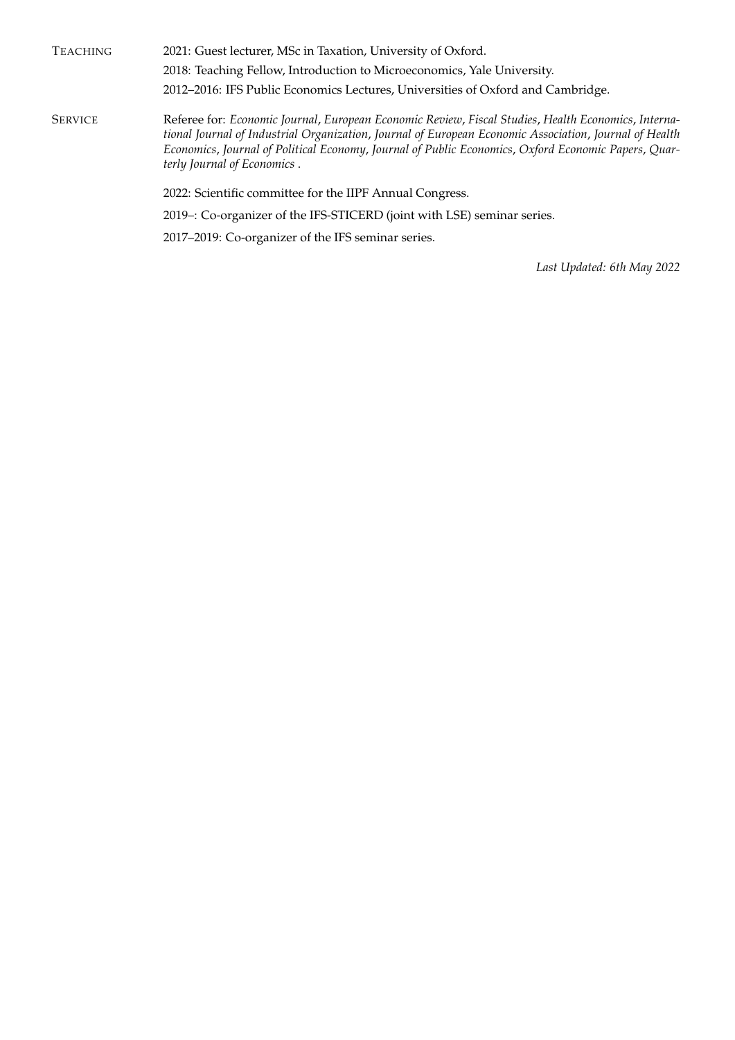## TEACHING

2021: Guest lecturer, MSc in Taxation, University of Oxford.

2018: Teaching Fellow, Introduction to Microeconomics, Yale University.

2012–2016: IFS Public Economics Lectures, Universities of Oxford and Cambridge.

## SERVICE

Referee for: *Economic Journal*, *European Economic Review*, *Fiscal Studies*, *Health Economics*, *International Journal of Industrial Organization*, *Journal of European Economic Association*, *Journal of Health Economics*, *Journal of Political Economy*, *Journal of Public Economics*, *Oxford Economic Papers*, *Quarterly Journal of Economics* .

2022: Scientific committee for the IIPF Annual Congress.

2019–: Co-organizer of the IFS-STICERD (joint with LSE) seminar series.

2017–2019: Co-organizer of the IFS seminar series.

*Last Updated: 6th May 2022*